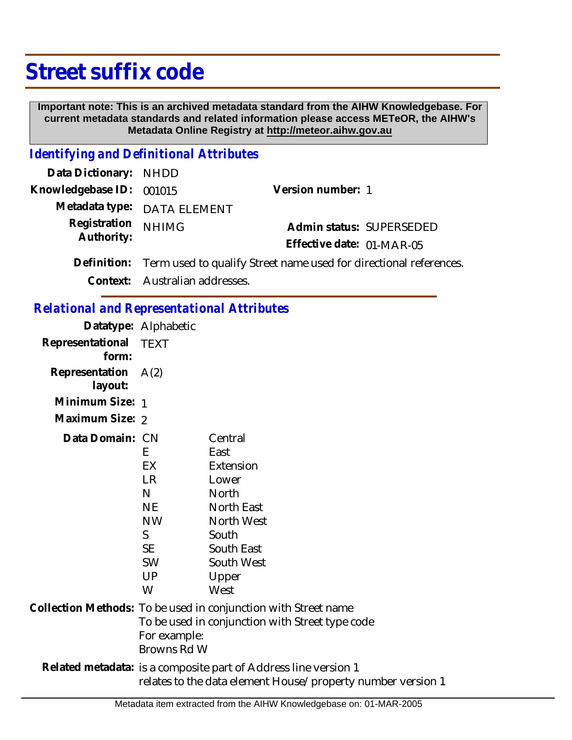# Street suffix code

**Important note: This is an archived metadata standard from the AIHW Knowledgebase. For current metadata standards and related information please access METeOR, the AIHW's Metadata Online Registry at http://meteor.aihw.gov.au**

## *Identifying and Definitional Attributes*

**Data Dictionary:** NHDD

**Knowledgebase ID:** 001015

**Version number:** 1

**Metadata type:** DATA ELEMENT

**Registration Authority:** NHIMG

**Admin status:** SUPERSEDED

**Effective date:** 01-MAR-05

**Definition:** Term used to qualify Street name used for directional references.

**Context:** Australian addresses.

## *Relational and Representational Attributes*

**Datatype:** Alphabetic

**Representational form:** TEXT

**Representation layout:** A(2)

**Minimum Size:** 1

**Maximum Size:** 2

**Data Domain:**

| Code | Description |
| --- | --- |
| CN | Central |
| E | East |
| EX | Extension |
| LR | Lower |
| N | North |
| NE | North East |
| NW | North West |
| S | South |
| SE | South East |
| SW | South West |
| UP | Upper |
| W | West |

**Collection Methods:** To be used in conjunction with Street name
To be used in conjunction with Street type code
For example:
Browns Rd W

**Related metadata:** is a composite part of Address line version 1
relates to the data element House/property number version 1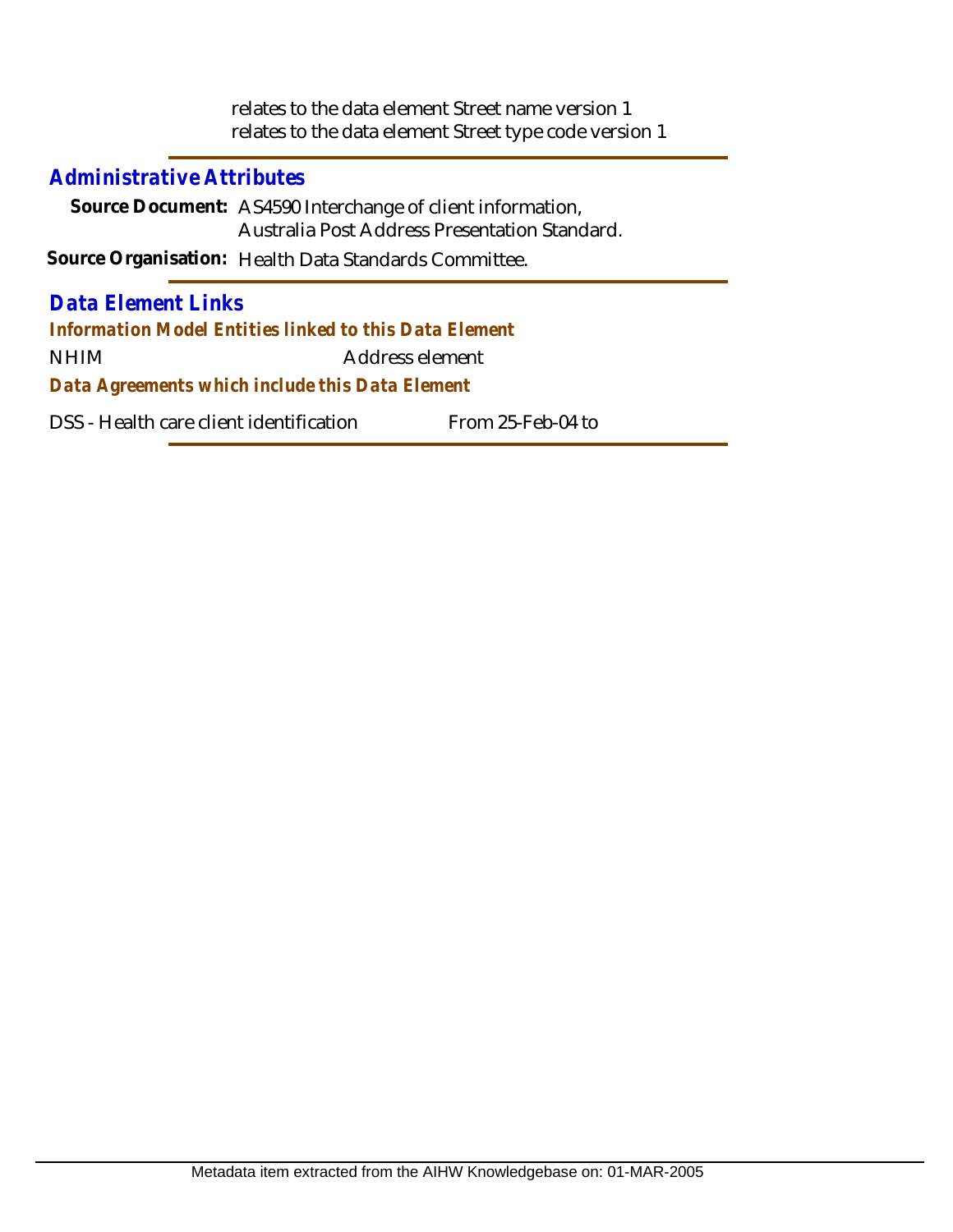relates to the data element Street name version 1
relates to the data element Street type code version 1

## Administrative Attributes

**Source Document:** AS4590 Interchange of client information, Australia Post Address Presentation Standard.

**Source Organisation:** Health Data Standards Committee.

## Data Element Links

### Information Model Entities linked to this Data Element

| | |
|---|---|
| NHIM | Address element |

### Data Agreements which include this Data Element

| | |
|---|---|
| DSS - Health care client identification | From 25-Feb-04 to |

Metadata item extracted from the AIHW Knowledgebase on: 01-MAR-2005